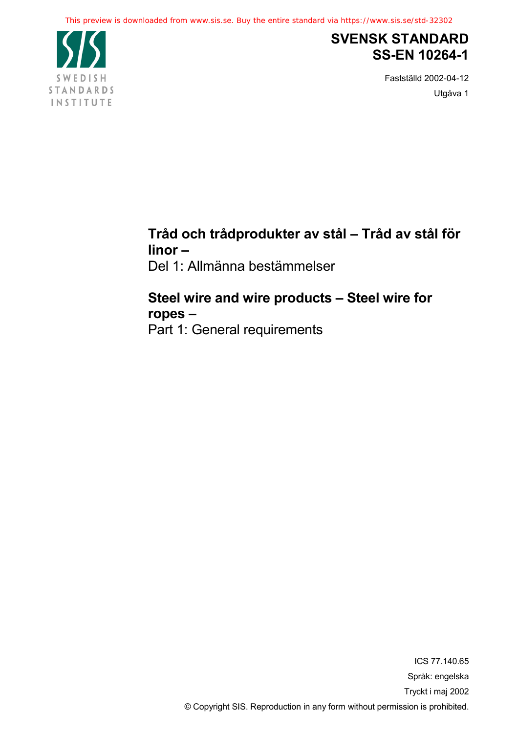This preview is downloaded from www.sis.se. Buy the entire standard via https://www.sis.se/std-32302

SWEDISH STANDARDS INSTITUTE

# SVENSK STANDARD SS-EN 10264-1

Fastställd 2002-04-12

Utgåva 1

## Tråd och trådprodukter av stål – Tråd av stål för linor –

Del 1: Allmänna bestämmelser

## Steel wire and wire products – Steel wire for ropes –

Part 1: General requirements

ICS 77.140.65

Språk: engelska

Tryckt i maj 2002

© Copyright SIS. Reproduction in any form without permission is prohibited.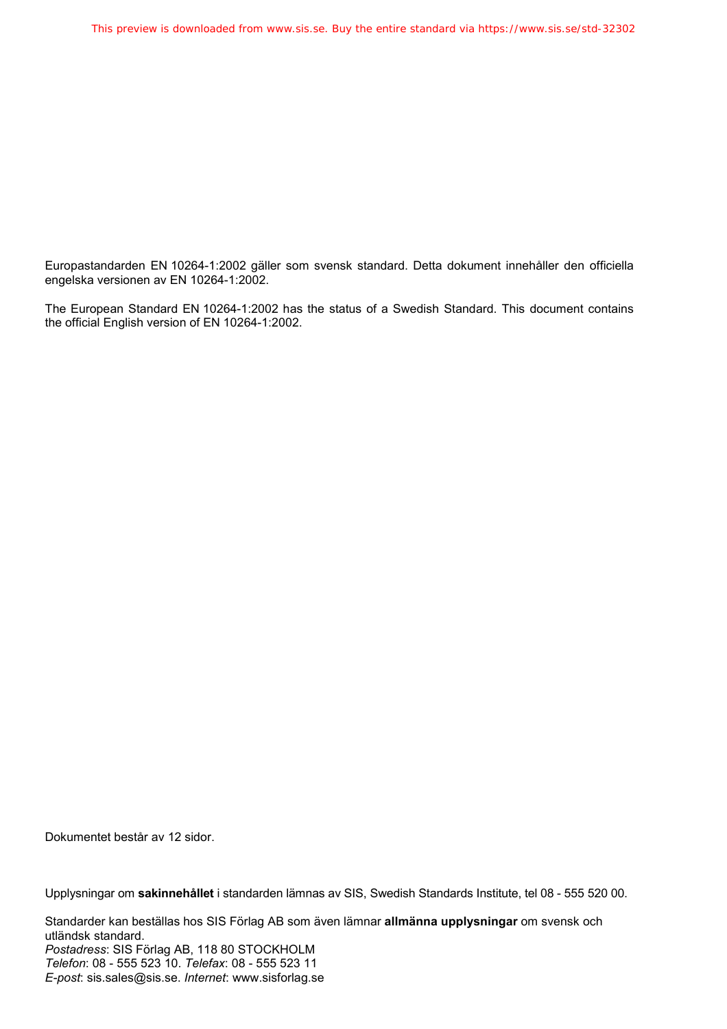Europastandarden EN 10264-1:2002 gäller som svensk standard. Detta dokument innehåller den officiella engelska versionen av EN 10264-1:2002.

The European Standard EN 10264-1:2002 has the status of a Swedish Standard. This document contains the official English version of EN 10264-1:2002.

Dokumentet består av 12 sidor.

Upplysningar om **sakinnehållet** i standarden lämnas av SIS, Swedish Standards Institute, tel 08 - 555 520 00.

Standarder kan beställas hos SIS Förlag AB som även lämnar **allmänna upplysningar** om svensk och utländsk standard.
*Postadress*: SIS Förlag AB, 118 80 STOCKHOLM
*Telefon*: 08 - 555 523 10. *Telefax*: 08 - 555 523 11
*E-post*: sis.sales@sis.se. *Internet*: www.sisforlag.se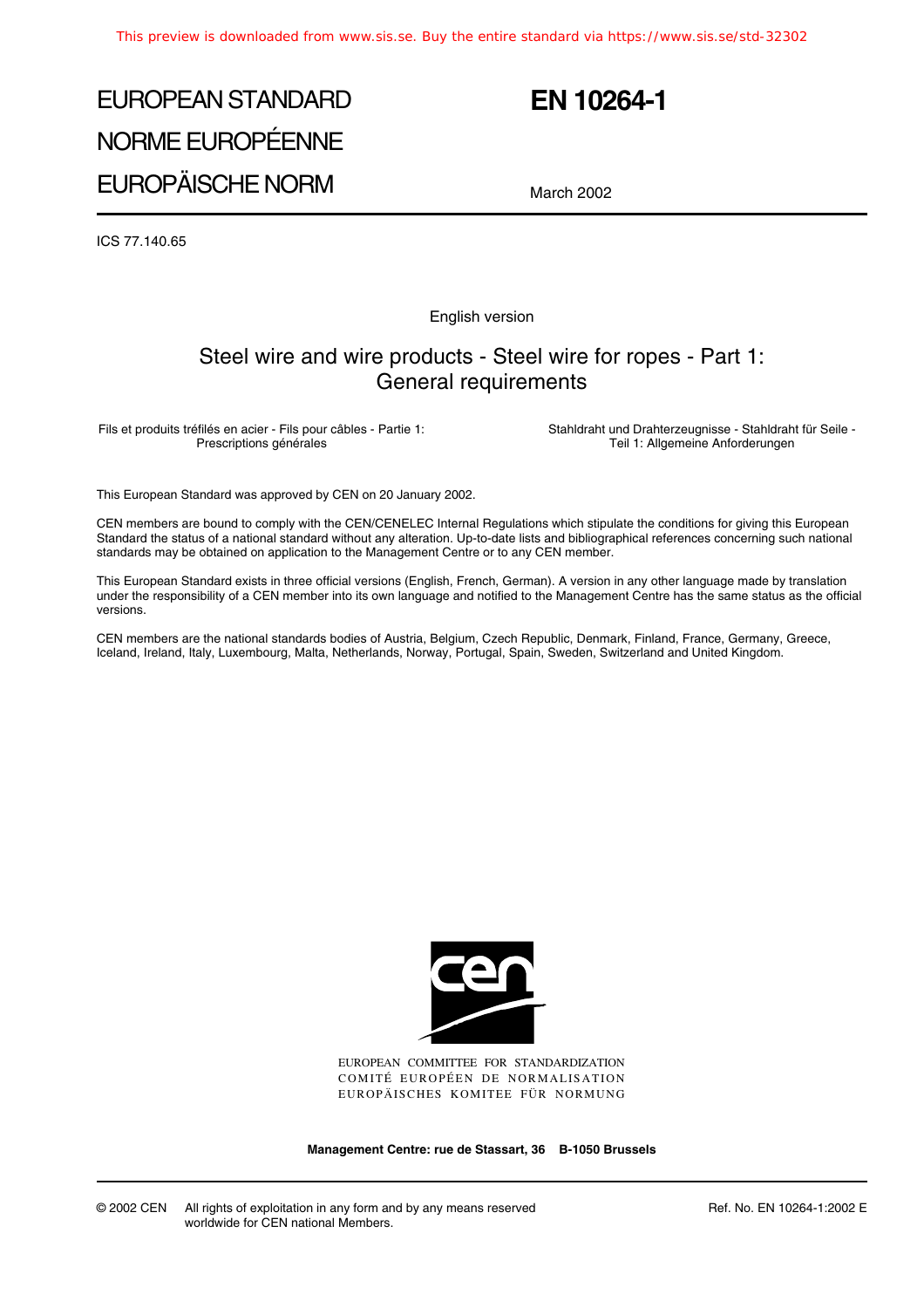# EUROPEAN STANDARD
# NORME EUROPÉENNE
# EUROPÄISCHE NORM

# EN 10264-1

March 2002

ICS 77.140.65

English version

## Steel wire and wire products - Steel wire for ropes - Part 1: General requirements

Fils et produits tréfilés en acier - Fils pour câbles - Partie 1: Prescriptions générales

Stahldraht und Drahterzeugnisse - Stahldraht für Seile - Teil 1: Allgemeine Anforderungen

This European Standard was approved by CEN on 20 January 2002.

CEN members are bound to comply with the CEN/CENELEC Internal Regulations which stipulate the conditions for giving this European Standard the status of a national standard without any alteration. Up-to-date lists and bibliographical references concerning such national standards may be obtained on application to the Management Centre or to any CEN member.

This European Standard exists in three official versions (English, French, German). A version in any other language made by translation under the responsibility of a CEN member into its own language and notified to the Management Centre has the same status as the official versions.

CEN members are the national standards bodies of Austria, Belgium, Czech Republic, Denmark, Finland, France, Germany, Greece, Iceland, Ireland, Italy, Luxembourg, Malta, Netherlands, Norway, Portugal, Spain, Sweden, Switzerland and United Kingdom.

EUROPEAN COMMITTEE FOR STANDARDIZATION
COMITÉ EUROPÉEN DE NORMALISATION
EUROPÄISCHES KOMITEE FÜR NORMUNG

**Management Centre: rue de Stassart, 36 B-1050 Brussels**

© 2002 CEN All rights of exploitation in any form and by any means reserved worldwide for CEN national Members.

Ref. No. EN 10264-1:2002 E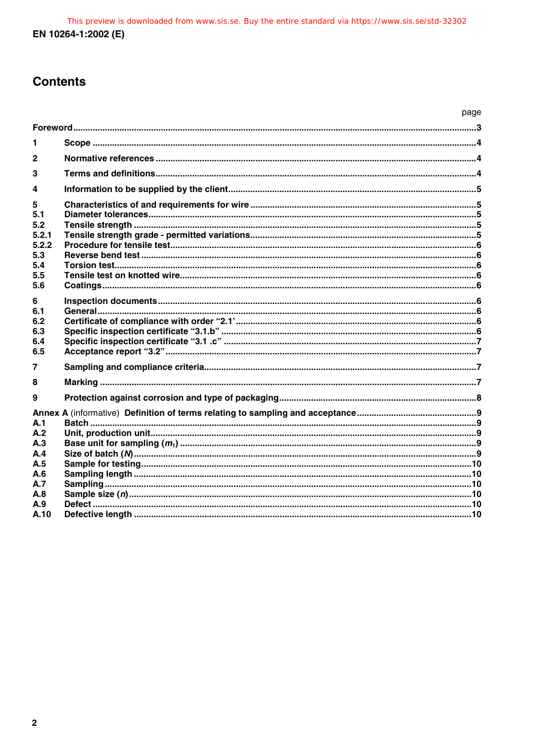# Contents

| | | page |
|---|---|---|
| **Foreword** | | **3** |
| **1** | **Scope** | **4** |
| **2** | **Normative references** | **4** |
| **3** | **Terms and definitions** | **4** |
| **4** | **Information to be supplied by the client** | **5** |
| **5** | **Characteristics of and requirements for wire** | **5** |
| **5.1** | **Diameter tolerances** | **5** |
| **5.2** | **Tensile strength** | **5** |
| **5.2.1** | **Tensile strength grade - permitted variations** | **5** |
| **5.2.2** | **Procedure for tensile test** | **6** |
| **5.3** | **Reverse bend test** | **6** |
| **5.4** | **Torsion test** | **6** |
| **5.5** | **Tensile test on knotted wire** | **6** |
| **5.6** | **Coatings** | **6** |
| **6** | **Inspection documents** | **6** |
| **6.1** | **General** | **6** |
| **6.2** | **Certificate of compliance with order "2.1'** | **6** |
| **6.3** | **Specific inspection certificate "3.1.b"** | **6** |
| **6.4** | **Specific inspection certificate "3.1 .c"** | **7** |
| **6.5** | **Acceptance report "3.2"** | **7** |
| **7** | **Sampling and compliance criteria** | **7** |
| **8** | **Marking** | **7** |
| **9** | **Protection against corrosion and type of packaging** | **8** |
| **Annex A** (informative) **Definition of terms relating to sampling and acceptance** | | **9** |
| **A.1** | **Batch** | **9** |
| **A.2** | **Unit, production unit** | **9** |
| **A.3** | **Base unit for sampling ($m_1$)** | **9** |
| **A.4** | **Size of batch (*N*)** | **9** |
| **A.5** | **Sample for testing** | **10** |
| **A.6** | **Sampling length** | **10** |
| **A.7** | **Sampling** | **10** |
| **A.8** | **Sample size (*n*)** | **10** |
| **A.9** | **Defect** | **10** |
| **A.10** | **Defective length** | **10** |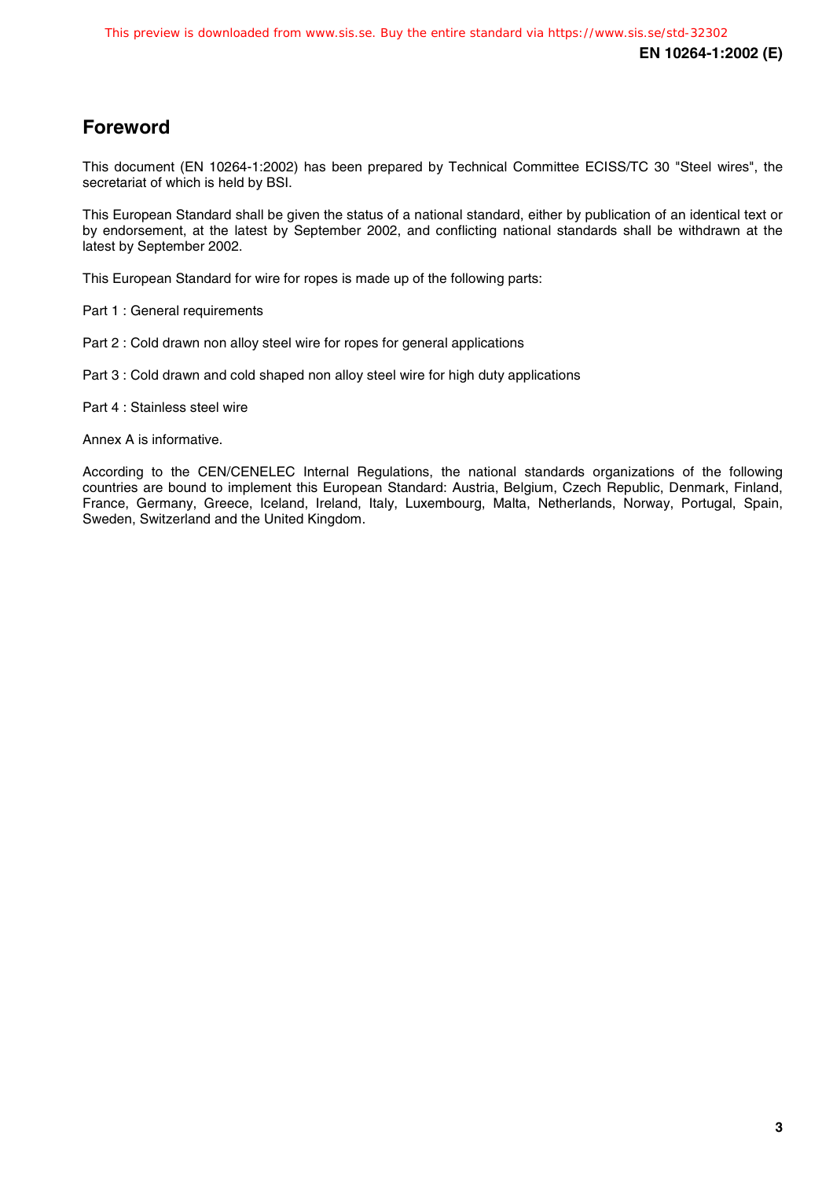## Foreword

This document (EN 10264-1:2002) has been prepared by Technical Committee ECISS/TC 30 "Steel wires", the secretariat of which is held by BSI.

This European Standard shall be given the status of a national standard, either by publication of an identical text or by endorsement, at the latest by September 2002, and conflicting national standards shall be withdrawn at the latest by September 2002.

This European Standard for wire for ropes is made up of the following parts:

Part 1 : General requirements

Part 2 : Cold drawn non alloy steel wire for ropes for general applications

Part 3 : Cold drawn and cold shaped non alloy steel wire for high duty applications

Part 4 : Stainless steel wire

Annex A is informative.

According to the CEN/CENELEC Internal Regulations, the national standards organizations of the following countries are bound to implement this European Standard: Austria, Belgium, Czech Republic, Denmark, Finland, France, Germany, Greece, Iceland, Ireland, Italy, Luxembourg, Malta, Netherlands, Norway, Portugal, Spain, Sweden, Switzerland and the United Kingdom.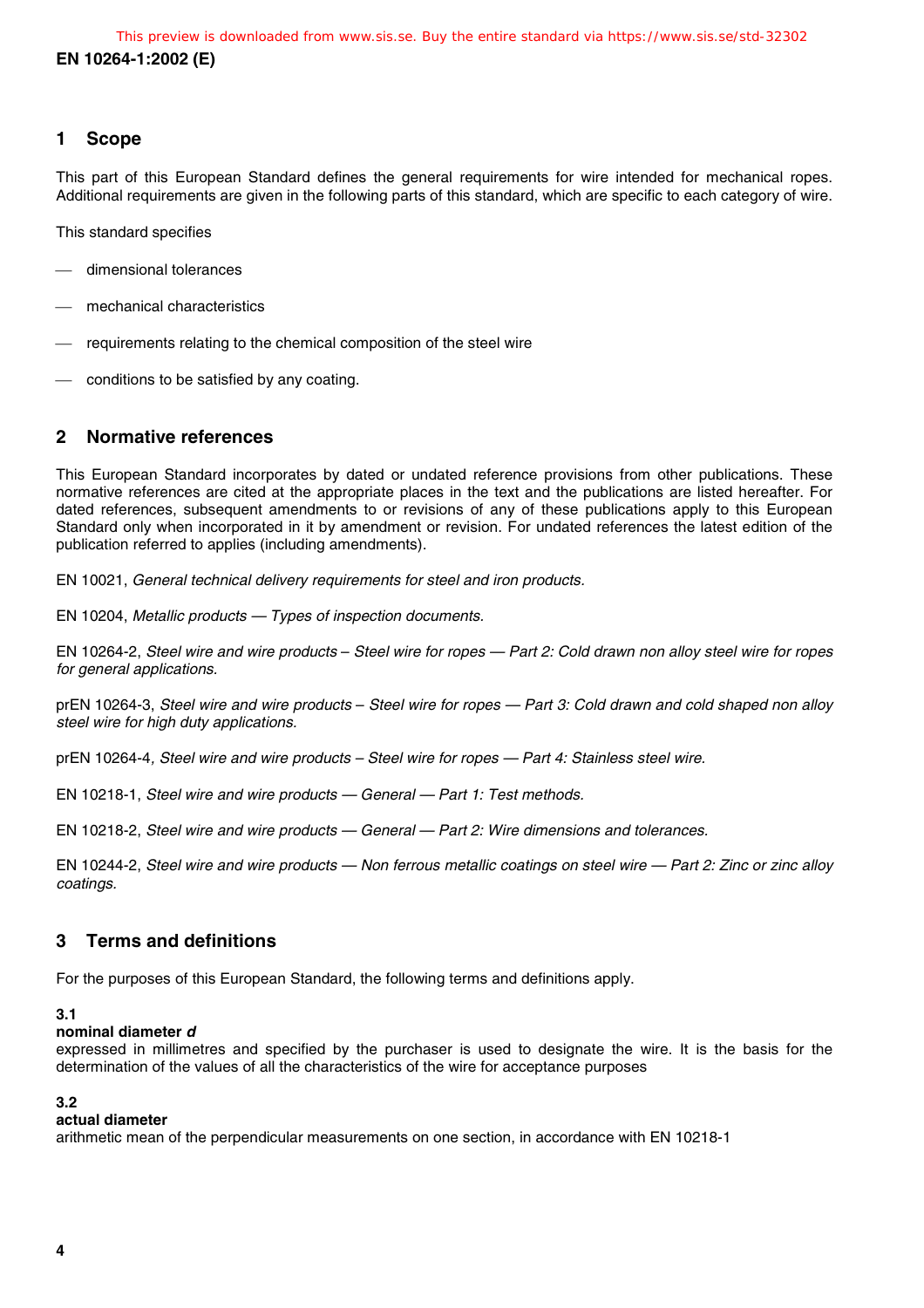## 1 Scope

This part of this European Standard defines the general requirements for wire intended for mechanical ropes. Additional requirements are given in the following parts of this standard, which are specific to each category of wire.

This standard specifies

- dimensional tolerances
- mechanical characteristics
- requirements relating to the chemical composition of the steel wire
- conditions to be satisfied by any coating.

## 2 Normative references

This European Standard incorporates by dated or undated reference provisions from other publications. These normative references are cited at the appropriate places in the text and the publications are listed hereafter. For dated references, subsequent amendments to or revisions of any of these publications apply to this European Standard only when incorporated in it by amendment or revision. For undated references the latest edition of the publication referred to applies (including amendments).

EN 10021, *General technical delivery requirements for steel and iron products.*

EN 10204, *Metallic products — Types of inspection documents.*

EN 10264-2, *Steel wire and wire products – Steel wire for ropes — Part 2: Cold drawn non alloy steel wire for ropes for general applications.*

prEN 10264-3, *Steel wire and wire products – Steel wire for ropes — Part 3: Cold drawn and cold shaped non alloy steel wire for high duty applications.*

prEN 10264-4*, Steel wire and wire products – Steel wire for ropes — Part 4: Stainless steel wire.*

EN 10218-1, *Steel wire and wire products — General — Part 1: Test methods.*

EN 10218-2, *Steel wire and wire products — General — Part 2: Wire dimensions and tolerances.*

EN 10244-2, *Steel wire and wire products — Non ferrous metallic coatings on steel wire — Part 2: Zinc or zinc alloy coatings.*

## 3 Terms and definitions

For the purposes of this European Standard, the following terms and definitions apply.

**3.1**
**nominal diameter *d***
expressed in millimetres and specified by the purchaser is used to designate the wire. It is the basis for the determination of the values of all the characteristics of the wire for acceptance purposes

**3.2**
**actual diameter**
arithmetic mean of the perpendicular measurements on one section, in accordance with EN 10218-1